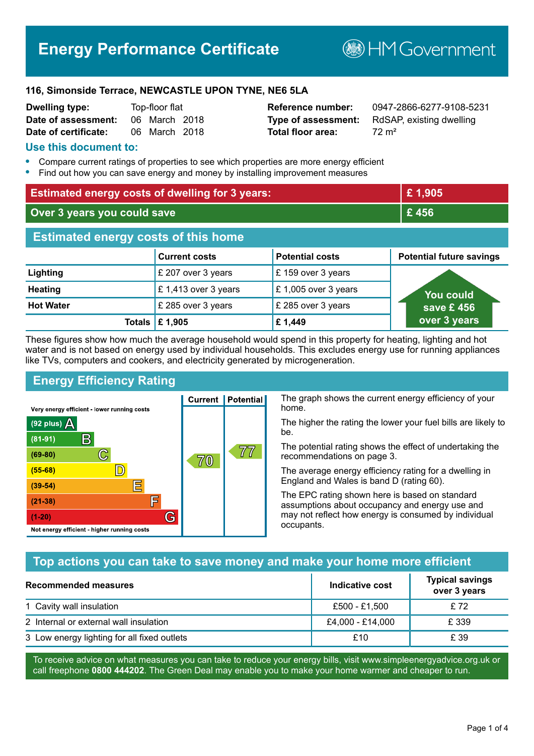# Energy Performance Certificate

HM Government

**116, Simonside Terrace, NEWCASTLE UPON TYNE, NE6 5LA**

| | | | |
|---|---|---|---|
| **Dwelling type:** | Top-floor flat | **Reference number:** | 0947-2866-6277-9108-5231 |
| **Date of assessment:** | 06 March 2018 | **Type of assessment:** | RdSAP, existing dwelling |
| **Date of certificate:** | 06 March 2018 | **Total floor area:** | 72 m² |

## Use this document to:

- Compare current ratings of properties to see which properties are more energy efficient
- Find out how you can save energy and money by installing improvement measures

| | |
|---|---|
| **Estimated energy costs of dwelling for 3 years:** | **£ 1,905** |
| **Over 3 years you could save** | **£ 456** |

## Estimated energy costs of this home

| | Current costs | Potential costs | Potential future savings |
|---|---|---|---|
| **Lighting** | £ 207 over 3 years | £ 159 over 3 years | You could save £ 456 over 3 years |
| **Heating** | £ 1,413 over 3 years | £ 1,005 over 3 years | |
| **Hot Water** | £ 285 over 3 years | £ 285 over 3 years | |
| **Totals** | **£ 1,905** | **£ 1,449** | |

These figures show how much the average household would spend in this property for heating, lighting and hot water and is not based on energy used by individual households. This excludes energy use for running appliances like TVs, computers and cookers, and electricity generated by microgeneration.

## Energy Efficiency Rating

| Rating band | Current | Potential |
|---|---|---|
| Very energy efficient - lower running costs | | |
| (92 plus) A | | |
| (81-91) B | | |
| (69-80) C | 70 | 77 |
| (55-68) D | | |
| (39-54) E | | |
| (21-38) F | | |
| (1-20) G | | |
| Not energy efficient - higher running costs | | |

The graph shows the current energy efficiency of your home.

The higher the rating the lower your fuel bills are likely to be.

The potential rating shows the effect of undertaking the recommendations on page 3.

The average energy efficiency rating for a dwelling in England and Wales is band D (rating 60).

The EPC rating shown here is based on standard assumptions about occupancy and energy use and may not reflect how energy is consumed by individual occupants.

## Top actions you can take to save money and make your home more efficient

| Recommended measures | Indicative cost | Typical savings over 3 years |
|---|---|---|
| 1 Cavity wall insulation | £500 - £1,500 | £ 72 |
| 2 Internal or external wall insulation | £4,000 - £14,000 | £ 339 |
| 3 Low energy lighting for all fixed outlets | £10 | £ 39 |

To receive advice on what measures you can take to reduce your energy bills, visit www.simpleenergyadvice.org.uk or call freephone **0800 444202**. The Green Deal may enable you to make your home warmer and cheaper to run.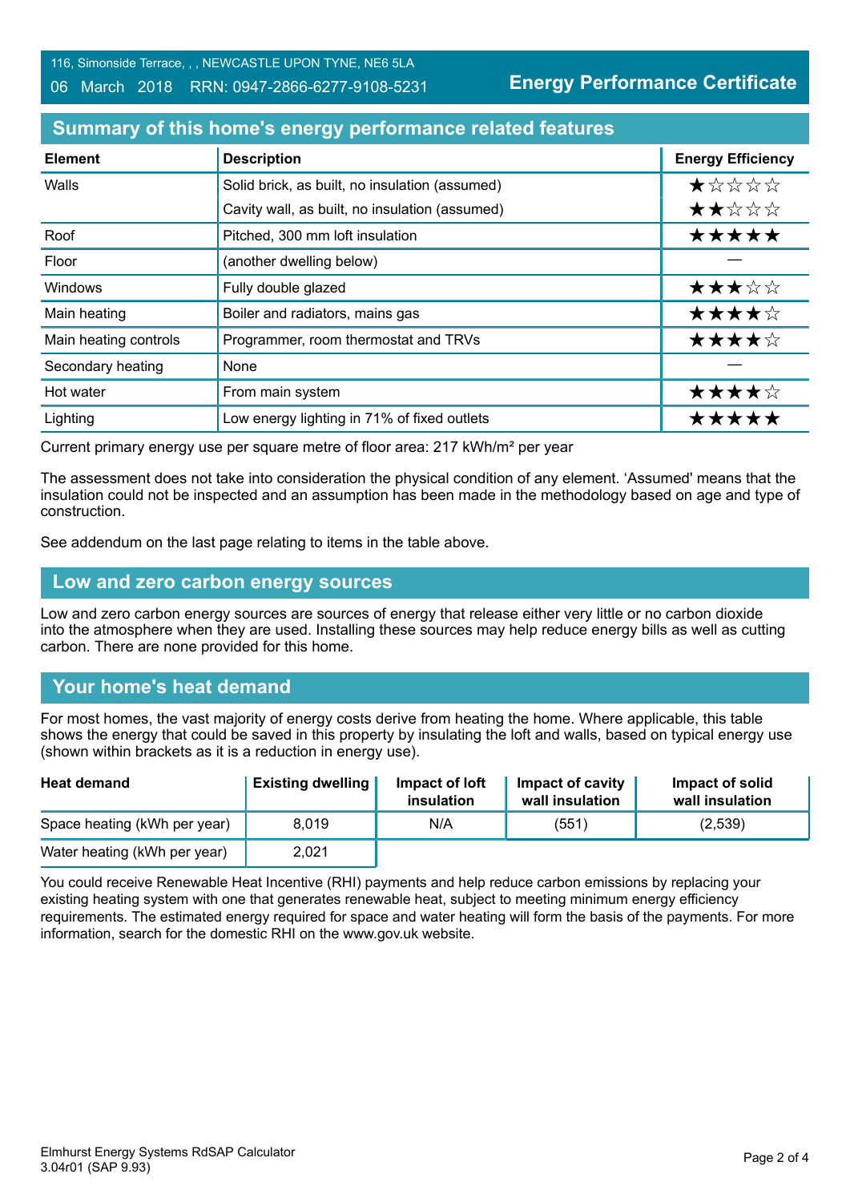116, Simonside Terrace, , , NEWCASTLE UPON TYNE, NE6 5LA
06 March 2018 RRN: 0947-2866-6277-9108-5231

**Energy Performance Certificate**

## Summary of this home's energy performance related features

| Element | Description | Energy Efficiency |
|---|---|---|
| Walls | Solid brick, as built, no insulation (assumed) | ★☆☆☆☆ |
| | Cavity wall, as built, no insulation (assumed) | ★★☆☆☆ |
| Roof | Pitched, 300 mm loft insulation | ★★★★★ |
| Floor | (another dwelling below) | — |
| Windows | Fully double glazed | ★★★☆☆ |
| Main heating | Boiler and radiators, mains gas | ★★★★☆ |
| Main heating controls | Programmer, room thermostat and TRVs | ★★★★☆ |
| Secondary heating | None | — |
| Hot water | From main system | ★★★★☆ |
| Lighting | Low energy lighting in 71% of fixed outlets | ★★★★★ |

Current primary energy use per square metre of floor area: 217 kWh/m² per year

The assessment does not take into consideration the physical condition of any element. 'Assumed' means that the insulation could not be inspected and an assumption has been made in the methodology based on age and type of construction.

See addendum on the last page relating to items in the table above.

## Low and zero carbon energy sources

Low and zero carbon energy sources are sources of energy that release either very little or no carbon dioxide into the atmosphere when they are used. Installing these sources may help reduce energy bills as well as cutting carbon. There are none provided for this home.

## Your home's heat demand

For most homes, the vast majority of energy costs derive from heating the home. Where applicable, this table shows the energy that could be saved in this property by insulating the loft and walls, based on typical energy use (shown within brackets as it is a reduction in energy use).

| Heat demand | Existing dwelling | Impact of loft insulation | Impact of cavity wall insulation | Impact of solid wall insulation |
|---|---|---|---|---|
| Space heating (kWh per year) | 8,019 | N/A | (551) | (2,539) |
| Water heating (kWh per year) | 2,021 | | | |

You could receive Renewable Heat Incentive (RHI) payments and help reduce carbon emissions by replacing your existing heating system with one that generates renewable heat, subject to meeting minimum energy efficiency requirements. The estimated energy required for space and water heating will form the basis of the payments. For more information, search for the domestic RHI on the www.gov.uk website.

Elmhurst Energy Systems RdSAP Calculator 3.04r01 (SAP 9.93)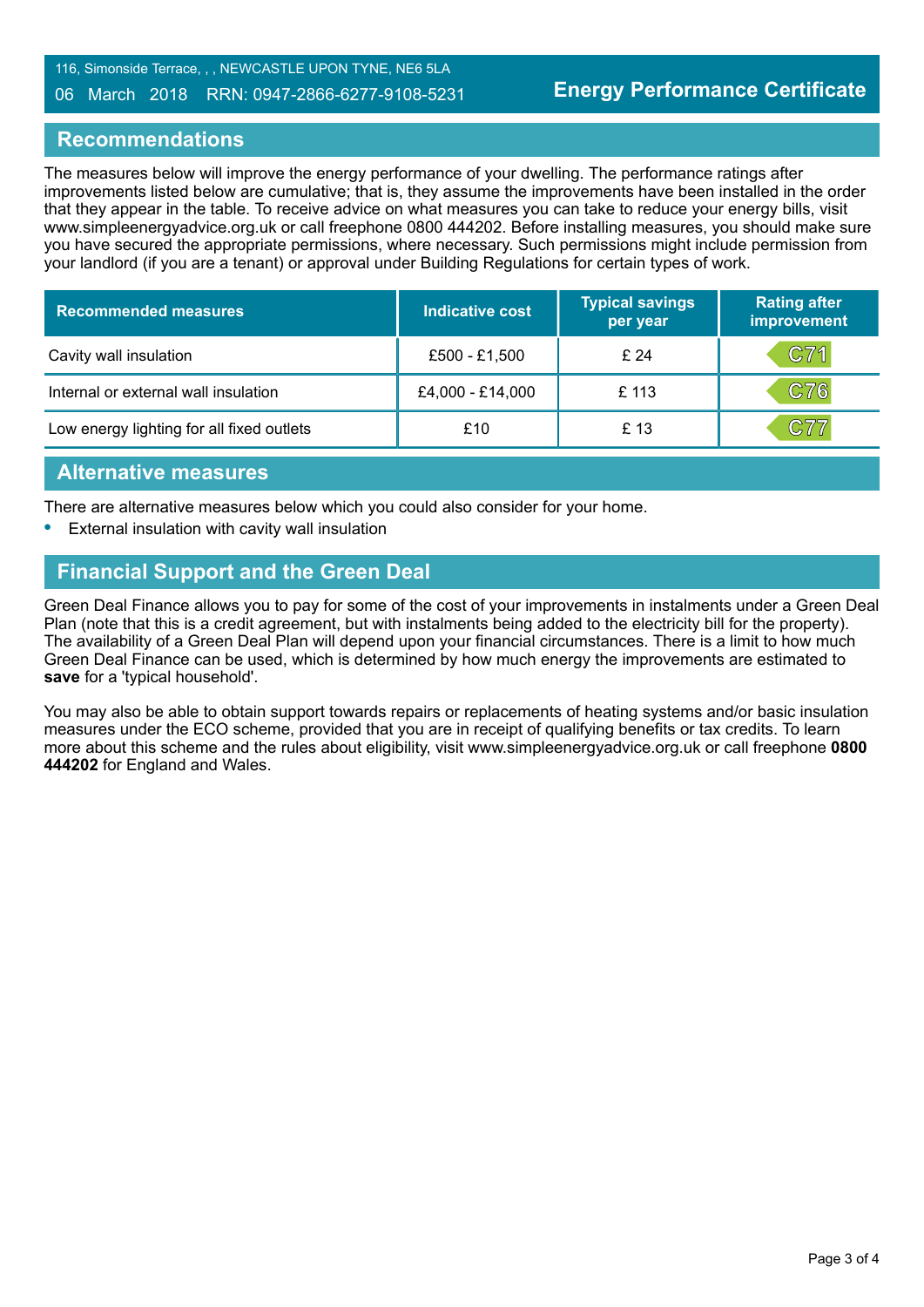116, Simonside Terrace, , , NEWCASTLE UPON TYNE, NE6 5LA

06 March 2018 RRN: 0947-2866-6277-9108-5231

**Energy Performance Certificate**

## Recommendations

The measures below will improve the energy performance of your dwelling. The performance ratings after improvements listed below are cumulative; that is, they assume the improvements have been installed in the order that they appear in the table. To receive advice on what measures you can take to reduce your energy bills, visit www.simpleenergyadvice.org.uk or call freephone 0800 444202. Before installing measures, you should make sure you have secured the appropriate permissions, where necessary. Such permissions might include permission from your landlord (if you are a tenant) or approval under Building Regulations for certain types of work.

| Recommended measures | Indicative cost | Typical savings per year | Rating after improvement |
|---|---|---|---|
| Cavity wall insulation | £500 - £1,500 | £ 24 | C71 |
| Internal or external wall insulation | £4,000 - £14,000 | £ 113 | C76 |
| Low energy lighting for all fixed outlets | £10 | £ 13 | C77 |

## Alternative measures

There are alternative measures below which you could also consider for your home.

- External insulation with cavity wall insulation

## Financial Support and the Green Deal

Green Deal Finance allows you to pay for some of the cost of your improvements in instalments under a Green Deal Plan (note that this is a credit agreement, but with instalments being added to the electricity bill for the property). The availability of a Green Deal Plan will depend upon your financial circumstances. There is a limit to how much Green Deal Finance can be used, which is determined by how much energy the improvements are estimated to **save** for a 'typical household'.

You may also be able to obtain support towards repairs or replacements of heating systems and/or basic insulation measures under the ECO scheme, provided that you are in receipt of qualifying benefits or tax credits. To learn more about this scheme and the rules about eligibility, visit www.simpleenergyadvice.org.uk or call freephone **0800 444202** for England and Wales.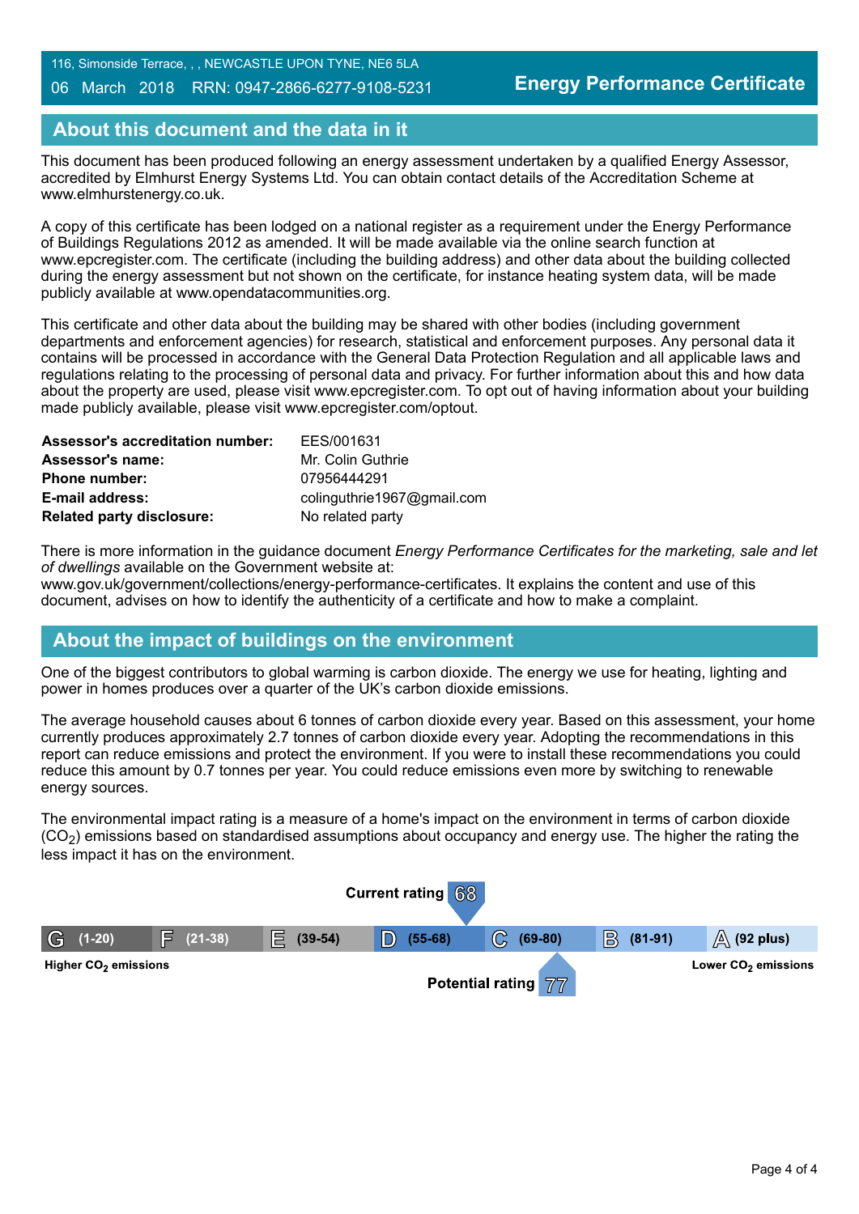116, Simonside Terrace, , , NEWCASTLE UPON TYNE, NE6 5LA

06 March 2018 RRN: 0947-2866-6277-9108-5231

**Energy Performance Certificate**

## About this document and the data in it

This document has been produced following an energy assessment undertaken by a qualified Energy Assessor, accredited by Elmhurst Energy Systems Ltd. You can obtain contact details of the Accreditation Scheme at www.elmhurstenergy.co.uk.

A copy of this certificate has been lodged on a national register as a requirement under the Energy Performance of Buildings Regulations 2012 as amended. It will be made available via the online search function at www.epcregister.com. The certificate (including the building address) and other data about the building collected during the energy assessment but not shown on the certificate, for instance heating system data, will be made publicly available at www.opendatacommunities.org.

This certificate and other data about the building may be shared with other bodies (including government departments and enforcement agencies) for research, statistical and enforcement purposes. Any personal data it contains will be processed in accordance with the General Data Protection Regulation and all applicable laws and regulations relating to the processing of personal data and privacy. For further information about this and how data about the property are used, please visit www.epcregister.com. To opt out of having information about your building made publicly available, please visit www.epcregister.com/optout.

| | |
|---|---|
| **Assessor's accreditation number:** | EES/001631 |
| **Assessor's name:** | Mr. Colin Guthrie |
| **Phone number:** | 07956444291 |
| **E-mail address:** | colinguthrie1967@gmail.com |
| **Related party disclosure:** | No related party |

There is more information in the guidance document *Energy Performance Certificates for the marketing, sale and let of dwellings* available on the Government website at: www.gov.uk/government/collections/energy-performance-certificates. It explains the content and use of this document, advises on how to identify the authenticity of a certificate and how to make a complaint.

## About the impact of buildings on the environment

One of the biggest contributors to global warming is carbon dioxide. The energy we use for heating, lighting and power in homes produces over a quarter of the UK's carbon dioxide emissions.

The average household causes about 6 tonnes of carbon dioxide every year. Based on this assessment, your home currently produces approximately 2.7 tonnes of carbon dioxide every year. Adopting the recommendations in this report can reduce emissions and protect the environment. If you were to install these recommendations you could reduce this amount by 0.7 tonnes per year. You could reduce emissions even more by switching to renewable energy sources.

The environmental impact rating is a measure of a home's impact on the environment in terms of carbon dioxide ($CO_2$) emissions based on standardised assumptions about occupancy and energy use. The higher the rating the less impact it has on the environment.

Current rating 68

G (1-20) F (21-38) E (39-54) D (55-68) C (69-80) B (81-91) A (92 plus)

Higher $CO_2$ emissions

Lower $CO_2$ emissions

Potential rating 77